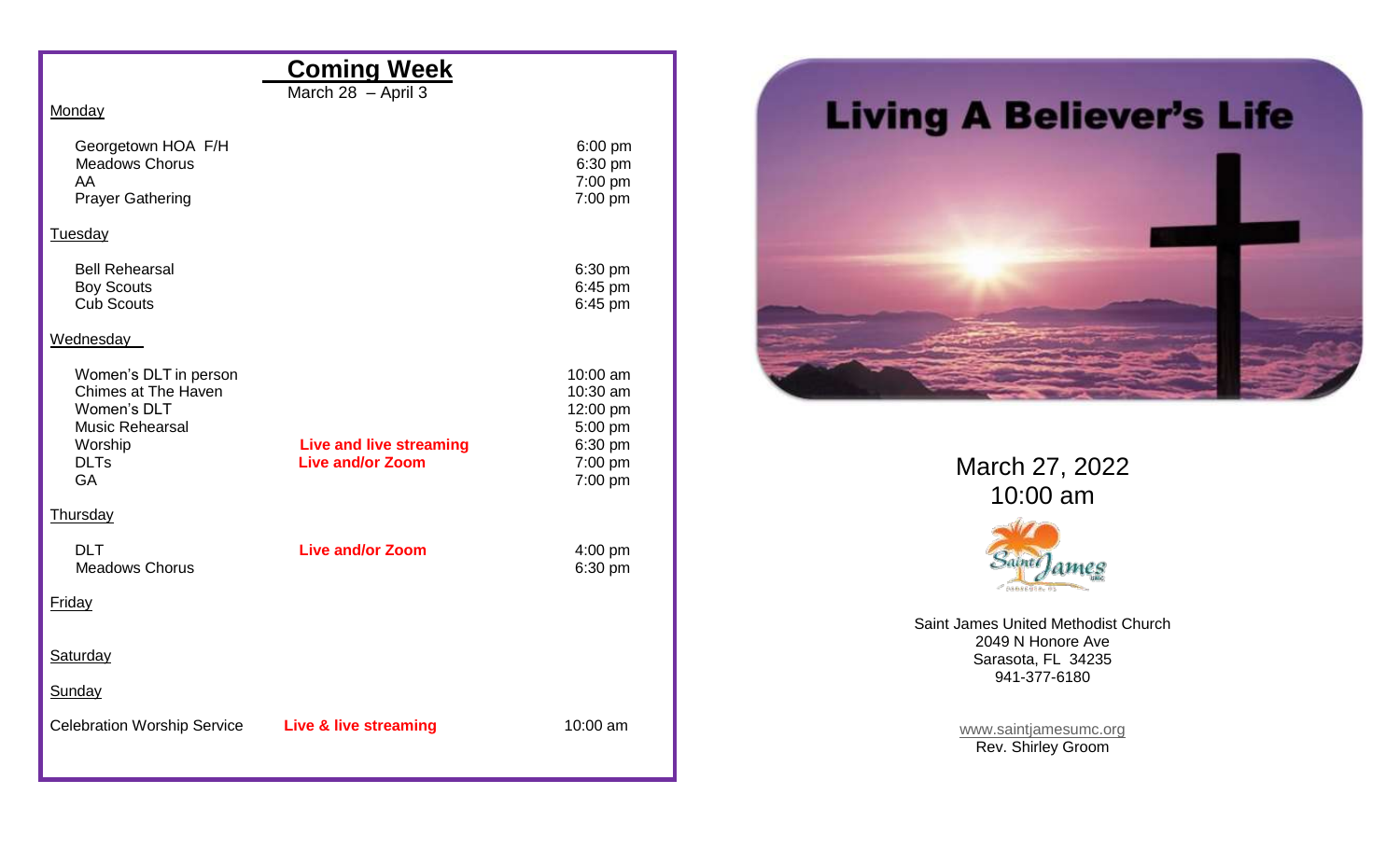## Coming Week

March 28 – April 3

**Monday**

| Event | | Time |
|---|---|---|
| Georgetown HOA F/H | | 6:00 pm |
| Meadows Chorus | | 6:30 pm |
| AA | | 7:00 pm |
| Prayer Gathering | | 7:00 pm |

**Tuesday**

| Event | | Time |
|---|---|---|
| Bell Rehearsal | | 6:30 pm |
| Boy Scouts | | 6:45 pm |
| Cub Scouts | | 6:45 pm |

**Wednesday**

| Event | | Time |
|---|---|---|
| Women's DLT in person | | 10:00 am |
| Chimes at The Haven | | 10:30 am |
| Women's DLT | | 12:00 pm |
| Music Rehearsal | | 5:00 pm |
| Worship | **Live and live streaming** | 6:30 pm |
| DLTs | **Live and/or Zoom** | 7:00 pm |
| GA | | 7:00 pm |

**Thursday**

| Event | | Time |
|---|---|---|
| DLT | **Live and/or Zoom** | 4:00 pm |
| Meadows Chorus | | 6:30 pm |

**Friday**

**Saturday**

**Sunday**

| Event | | Time |
|---|---|---|
| Celebration Worship Service | **Live & live streaming** | 10:00 am |

# Living A Believer's Life

March 27, 2022
10:00 am

Saint James United Methodist Church
2049 N Honore Ave
Sarasota, FL 34235
941-377-6180

www.saintjamesumc.org
Rev. Shirley Groom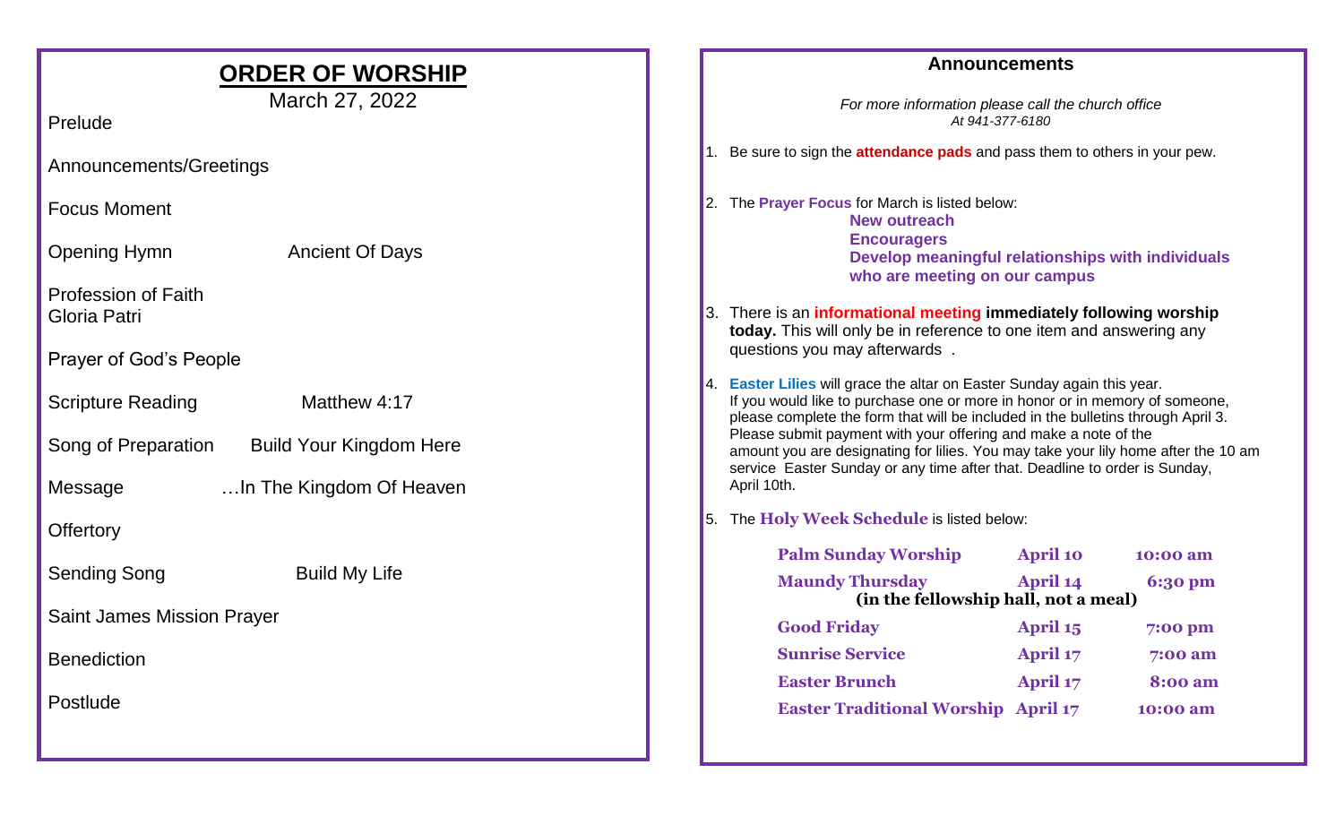## ORDER OF WORSHIP

March 27, 2022

Prelude

Announcements/Greetings

Focus Moment

Opening Hymn — Ancient Of Days

Profession of Faith
Gloria Patri

Prayer of God's People

Scripture Reading — Matthew 4:17

Song of Preparation — Build Your Kingdom Here

Message — …In The Kingdom Of Heaven

Offertory

Sending Song — Build My Life

Saint James Mission Prayer

Benediction

Postlude

## Announcements

*For more information please call the church office*
*At 941-377-6180*

1. Be sure to sign the **attendance pads** and pass them to others in your pew.

2. The **Prayer Focus** for March is listed below:
   **New outreach**
   **Encouragers**
   **Develop meaningful relationships with individuals who are meeting on our campus**

3. There is an **informational meeting** **immediately following worship today.** This will only be in reference to one item and answering any questions you may afterwards .

4. **Easter Lilies** will grace the altar on Easter Sunday again this year. If you would like to purchase one or more in honor or in memory of someone, please complete the form that will be included in the bulletins through April 3. Please submit payment with your offering and make a note of the amount you are designating for lilies. You may take your lily home after the 10 am service Easter Sunday or any time after that. Deadline to order is Sunday, April 10th.

5. The **Holy Week Schedule** is listed below:

| | | |
|---|---|---|
| **Palm Sunday Worship** | **April 10** | **10:00 am** |
| **Maundy Thursday** (in the fellowship hall, not a meal) | **April 14** | **6:30 pm** |
| **Good Friday** | **April 15** | **7:00 pm** |
| **Sunrise Service** | **April 17** | **7:00 am** |
| **Easter Brunch** | **April 17** | **8:00 am** |
| **Easter Traditional Worship** | **April 17** | **10:00 am** |